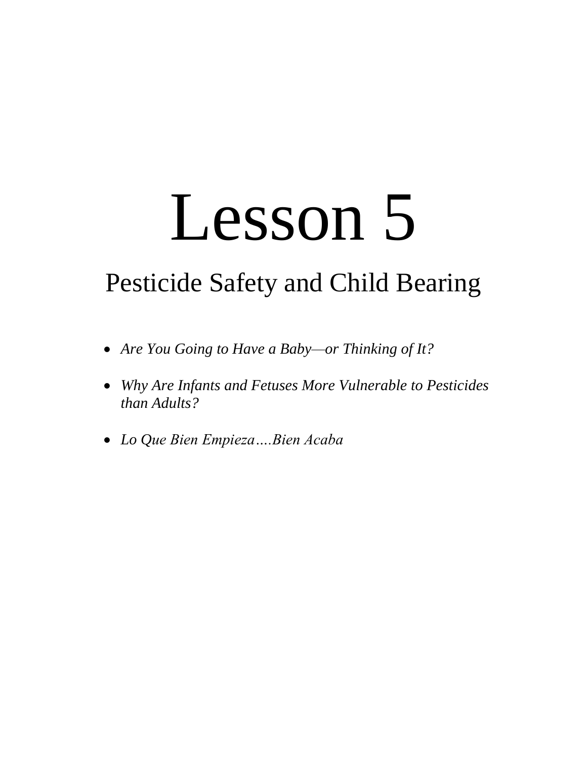# Lesson 5

## Pesticide Safety and Child Bearing

- *Are You Going to Have a Baby—or Thinking of It?*
- *Why Are Infants and Fetuses More Vulnerable to Pesticides than Adults?*
- *Lo Que Bien Empieza….Bien Acaba*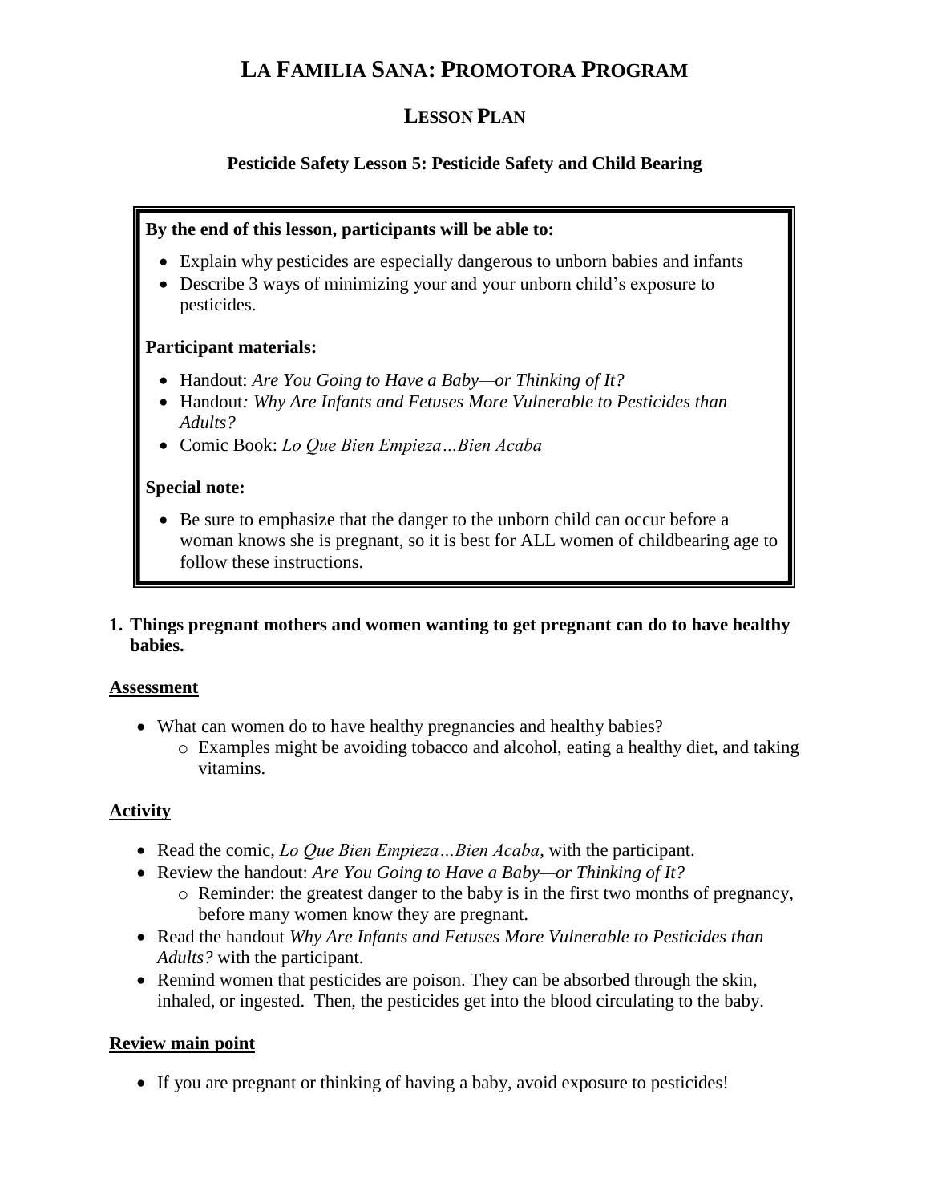# LA FAMILIA SANA: PROMOTORA PROGRAM

## LESSON PLAN

### Pesticide Safety Lesson 5: Pesticide Safety and Child Bearing

**By the end of this lesson, participants will be able to:**

- Explain why pesticides are especially dangerous to unborn babies and infants
- Describe 3 ways of minimizing your and your unborn child's exposure to pesticides.

**Participant materials:**

- Handout: *Are You Going to Have a Baby—or Thinking of It?*
- Handout*: Why Are Infants and Fetuses More Vulnerable to Pesticides than Adults?*
- Comic Book: *Lo Que Bien Empieza…Bien Acaba*

**Special note:**

- Be sure to emphasize that the danger to the unborn child can occur before a woman knows she is pregnant, so it is best for ALL women of childbearing age to follow these instructions.

**1. Things pregnant mothers and women wanting to get pregnant can do to have healthy babies.**

**Assessment**

- What can women do to have healthy pregnancies and healthy babies?
  - Examples might be avoiding tobacco and alcohol, eating a healthy diet, and taking vitamins.

**Activity**

- Read the comic, *Lo Que Bien Empieza…Bien Acaba*, with the participant.
- Review the handout: *Are You Going to Have a Baby—or Thinking of It?*
  - Reminder: the greatest danger to the baby is in the first two months of pregnancy, before many women know they are pregnant.
- Read the handout *Why Are Infants and Fetuses More Vulnerable to Pesticides than Adults?* with the participant.
- Remind women that pesticides are poison. They can be absorbed through the skin, inhaled, or ingested. Then, the pesticides get into the blood circulating to the baby.

**Review main point**

- If you are pregnant or thinking of having a baby, avoid exposure to pesticides!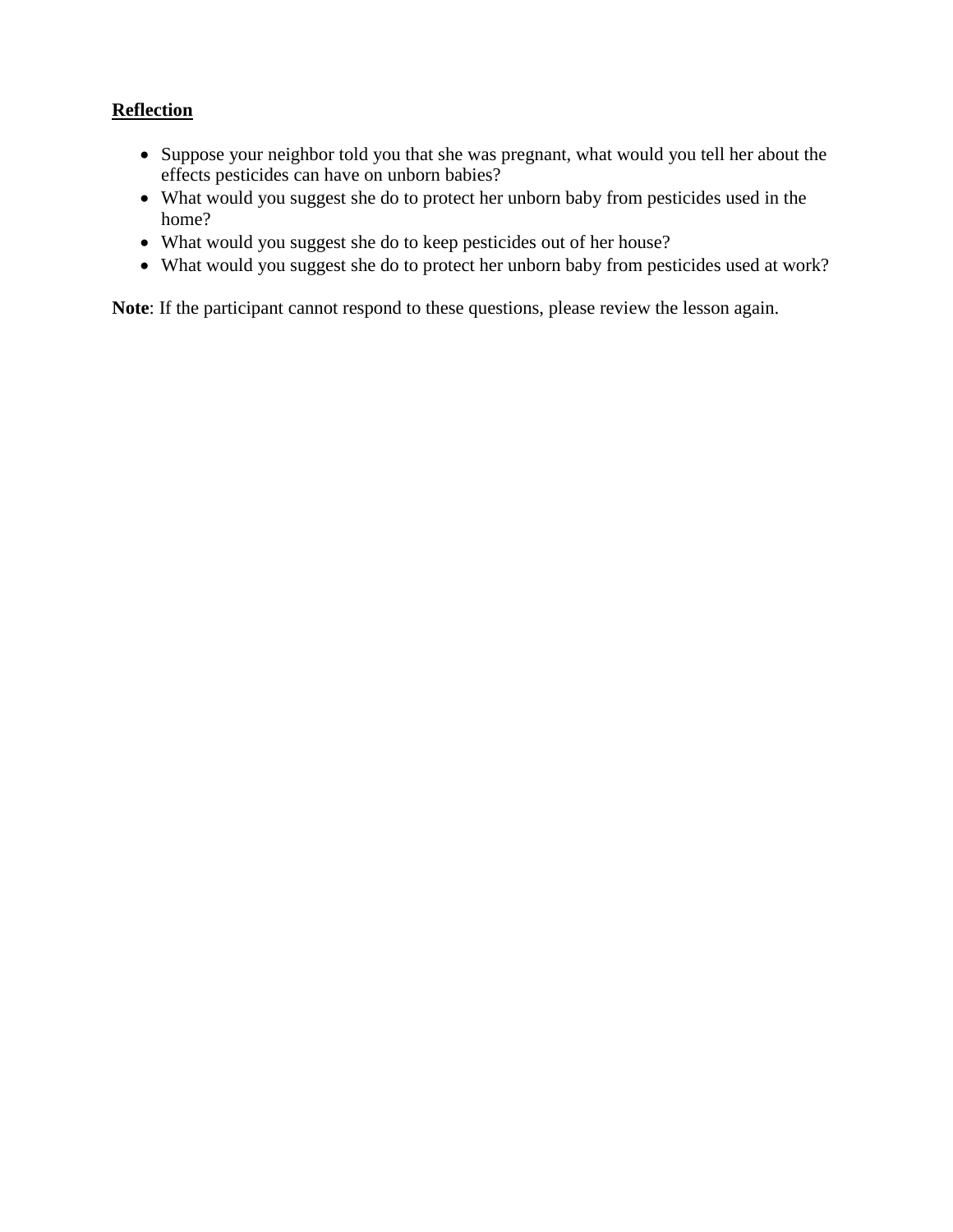**<u>Reflection</u>**

- Suppose your neighbor told you that she was pregnant, what would you tell her about the effects pesticides can have on unborn babies?
- What would you suggest she do to protect her unborn baby from pesticides used in the home?
- What would you suggest she do to keep pesticides out of her house?
- What would you suggest she do to protect her unborn baby from pesticides used at work?

**Note**: If the participant cannot respond to these questions, please review the lesson again.